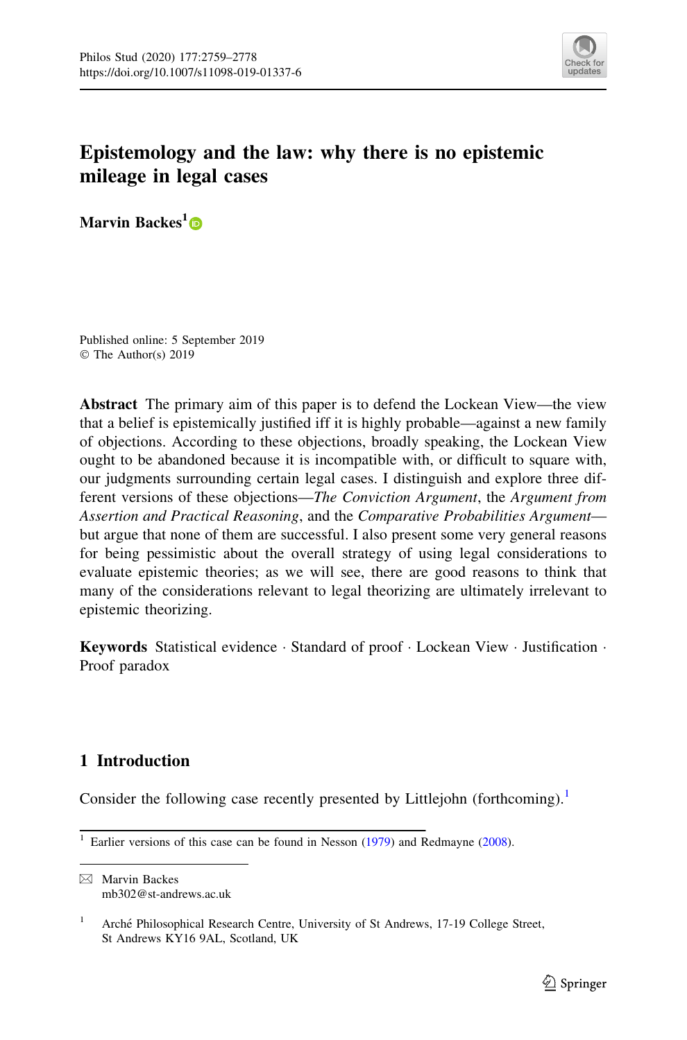# Epistemology and the law: why there is no epistemic mileage in legal cases

**Marvin Backes**[1]

Published online: 5 September 2019
© The Author(s) 2019

**Abstract** The primary aim of this paper is to defend the Lockean View—the view that a belief is epistemically justified iff it is highly probable—against a new family of objections. According to these objections, broadly speaking, the Lockean View ought to be abandoned because it is incompatible with, or difficult to square with, our judgments surrounding certain legal cases. I distinguish and explore three different versions of these objections—*The Conviction Argument*, the *Argument from Assertion and Practical Reasoning*, and the *Comparative Probabilities Argument*—but argue that none of them are successful. I also present some very general reasons for being pessimistic about the overall strategy of using legal considerations to evaluate epistemic theories; as we will see, there are good reasons to think that many of the considerations relevant to legal theorizing are ultimately irrelevant to epistemic theorizing.

**Keywords** Statistical evidence · Standard of proof · Lockean View · Justification · Proof paradox

## 1 Introduction

Consider the following case recently presented by Littlejohn (forthcoming).[1]

[1] Earlier versions of this case can be found in Nesson (1979) and Redmayne (2008).

✉ Marvin Backes
mb302@st-andrews.ac.uk

[1] Arché Philosophical Research Centre, University of St Andrews, 17-19 College Street, St Andrews KY16 9AL, Scotland, UK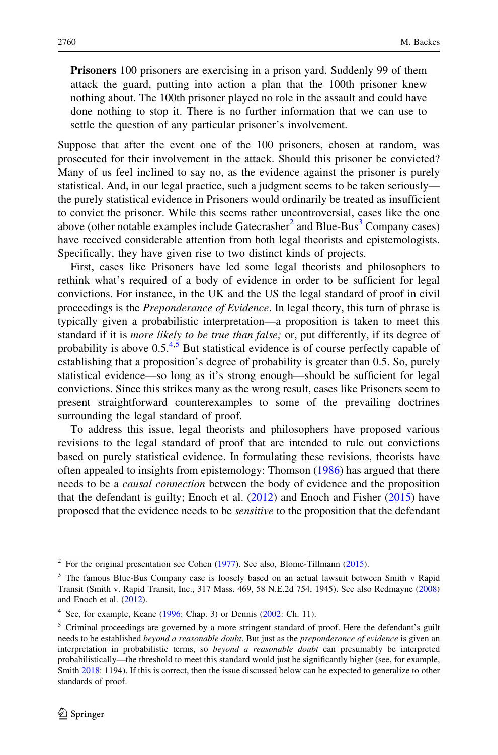**Prisoners** 100 prisoners are exercising in a prison yard. Suddenly 99 of them attack the guard, putting into action a plan that the 100th prisoner knew nothing about. The 100th prisoner played no role in the assault and could have done nothing to stop it. There is no further information that we can use to settle the question of any particular prisoner's involvement.

Suppose that after the event one of the 100 prisoners, chosen at random, was prosecuted for their involvement in the attack. Should this prisoner be convicted? Many of us feel inclined to say no, as the evidence against the prisoner is purely statistical. And, in our legal practice, such a judgment seems to be taken seriously—the purely statistical evidence in Prisoners would ordinarily be treated as insufficient to convict the prisoner. While this seems rather uncontroversial, cases like the one above (other notable examples include Gatecrasher[2] and Blue-Bus[3] Company cases) have received considerable attention from both legal theorists and epistemologists. Specifically, they have given rise to two distinct kinds of projects.

First, cases like Prisoners have led some legal theorists and philosophers to rethink what's required of a body of evidence in order to be sufficient for legal convictions. For instance, in the UK and the US the legal standard of proof in civil proceedings is the *Preponderance of Evidence*. In legal theory, this turn of phrase is typically given a probabilistic interpretation—a proposition is taken to meet this standard if it is *more likely to be true than false;* or, put differently, if its degree of probability is above 0.5.[4,5] But statistical evidence is of course perfectly capable of establishing that a proposition's degree of probability is greater than 0.5. So, purely statistical evidence—so long as it's strong enough—should be sufficient for legal convictions. Since this strikes many as the wrong result, cases like Prisoners seem to present straightforward counterexamples to some of the prevailing doctrines surrounding the legal standard of proof.

To address this issue, legal theorists and philosophers have proposed various revisions to the legal standard of proof that are intended to rule out convictions based on purely statistical evidence. In formulating these revisions, theorists have often appealed to insights from epistemology: Thomson (1986) has argued that there needs to be a *causal connection* between the body of evidence and the proposition that the defendant is guilty; Enoch et al. (2012) and Enoch and Fisher (2015) have proposed that the evidence needs to be *sensitive* to the proposition that the defendant

---

[2] For the original presentation see Cohen (1977). See also, Blome-Tillmann (2015).

[3] The famous Blue-Bus Company case is loosely based on an actual lawsuit between Smith v Rapid Transit (Smith v. Rapid Transit, Inc., 317 Mass. 469, 58 N.E.2d 754, 1945). See also Redmayne (2008) and Enoch et al. (2012).

[4] See, for example, Keane (1996: Chap. 3) or Dennis (2002: Ch. 11).

[5] Criminal proceedings are governed by a more stringent standard of proof. Here the defendant's guilt needs to be established *beyond a reasonable doubt*. But just as the *preponderance of evidence* is given an interpretation in probabilistic terms, so *beyond a reasonable doubt* can presumably be interpreted probabilistically—the threshold to meet this standard would just be significantly higher (see, for example, Smith 2018: 1194). If this is correct, then the issue discussed below can be expected to generalize to other standards of proof.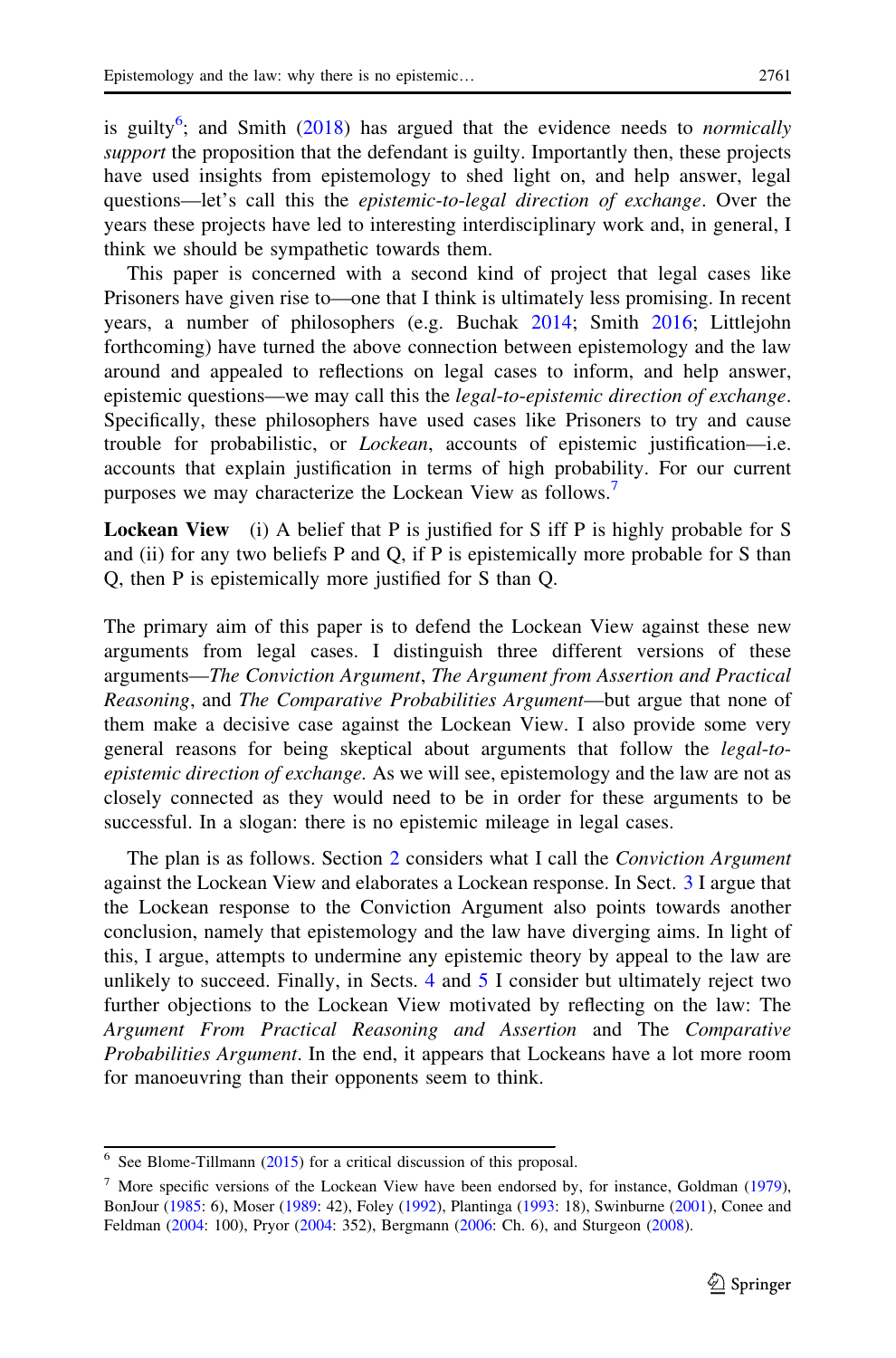is guilty[6]; and Smith (2018) has argued that the evidence needs to *normically support* the proposition that the defendant is guilty. Importantly then, these projects have used insights from epistemology to shed light on, and help answer, legal questions—let's call this the *epistemic-to-legal direction of exchange*. Over the years these projects have led to interesting interdisciplinary work and, in general, I think we should be sympathetic towards them.

This paper is concerned with a second kind of project that legal cases like Prisoners have given rise to—one that I think is ultimately less promising. In recent years, a number of philosophers (e.g. Buchak 2014; Smith 2016; Littlejohn forthcoming) have turned the above connection between epistemology and the law around and appealed to reflections on legal cases to inform, and help answer, epistemic questions—we may call this the *legal-to-epistemic direction of exchange*. Specifically, these philosophers have used cases like Prisoners to try and cause trouble for probabilistic, or *Lockean*, accounts of epistemic justification—i.e. accounts that explain justification in terms of high probability. For our current purposes we may characterize the Lockean View as follows.[7]

**Lockean View** (i) A belief that P is justified for S iff P is highly probable for S and (ii) for any two beliefs P and Q, if P is epistemically more probable for S than Q, then P is epistemically more justified for S than Q.

The primary aim of this paper is to defend the Lockean View against these new arguments from legal cases. I distinguish three different versions of these arguments—*The Conviction Argument*, *The Argument from Assertion and Practical Reasoning*, and *The Comparative Probabilities Argument*—but argue that none of them make a decisive case against the Lockean View. I also provide some very general reasons for being skeptical about arguments that follow the *legal-to-epistemic direction of exchange.* As we will see, epistemology and the law are not as closely connected as they would need to be in order for these arguments to be successful. In a slogan: there is no epistemic mileage in legal cases.

The plan is as follows. Section 2 considers what I call the *Conviction Argument* against the Lockean View and elaborates a Lockean response. In Sect. 3 I argue that the Lockean response to the Conviction Argument also points towards another conclusion, namely that epistemology and the law have diverging aims. In light of this, I argue, attempts to undermine any epistemic theory by appeal to the law are unlikely to succeed. Finally, in Sects. 4 and 5 I consider but ultimately reject two further objections to the Lockean View motivated by reflecting on the law: The *Argument From Practical Reasoning and Assertion* and The *Comparative Probabilities Argument*. In the end, it appears that Lockeans have a lot more room for manoeuvring than their opponents seem to think.

---

[6] See Blome-Tillmann (2015) for a critical discussion of this proposal.

[7] More specific versions of the Lockean View have been endorsed by, for instance, Goldman (1979), BonJour (1985: 6), Moser (1989: 42), Foley (1992), Plantinga (1993: 18), Swinburne (2001), Conee and Feldman (2004: 100), Pryor (2004: 352), Bergmann (2006: Ch. 6), and Sturgeon (2008).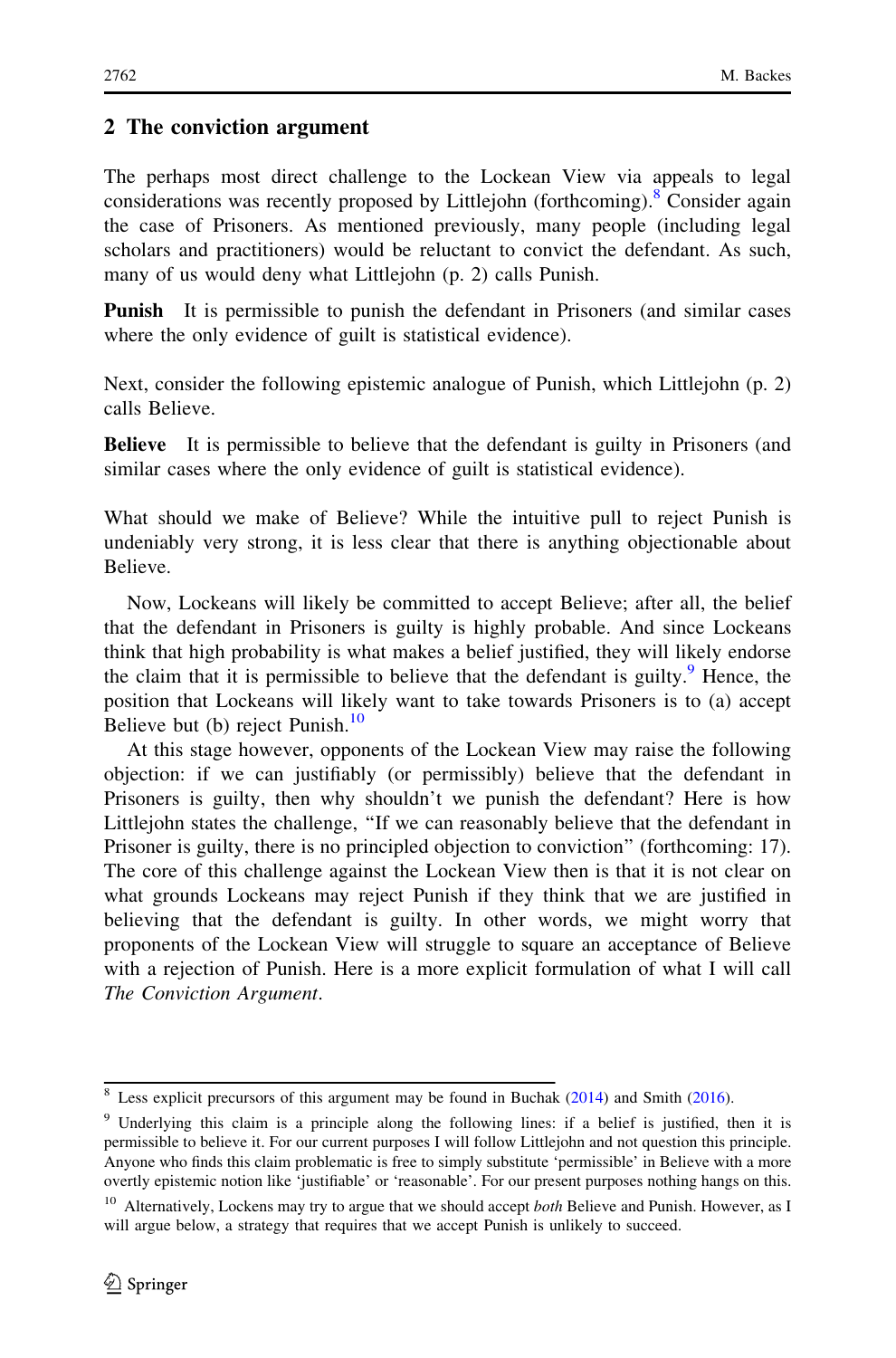## 2 The conviction argument

The perhaps most direct challenge to the Lockean View via appeals to legal considerations was recently proposed by Littlejohn (forthcoming).[8] Consider again the case of Prisoners. As mentioned previously, many people (including legal scholars and practitioners) would be reluctant to convict the defendant. As such, many of us would deny what Littlejohn (p. 2) calls Punish.

**Punish** It is permissible to punish the defendant in Prisoners (and similar cases where the only evidence of guilt is statistical evidence).

Next, consider the following epistemic analogue of Punish, which Littlejohn (p. 2) calls Believe.

**Believe** It is permissible to believe that the defendant is guilty in Prisoners (and similar cases where the only evidence of guilt is statistical evidence).

What should we make of Believe? While the intuitive pull to reject Punish is undeniably very strong, it is less clear that there is anything objectionable about Believe.

Now, Lockeans will likely be committed to accept Believe; after all, the belief that the defendant in Prisoners is guilty is highly probable. And since Lockeans think that high probability is what makes a belief justified, they will likely endorse the claim that it is permissible to believe that the defendant is guilty.[9] Hence, the position that Lockeans will likely want to take towards Prisoners is to (a) accept Believe but (b) reject Punish.[10]

At this stage however, opponents of the Lockean View may raise the following objection: if we can justifiably (or permissibly) believe that the defendant in Prisoners is guilty, then why shouldn't we punish the defendant? Here is how Littlejohn states the challenge, "If we can reasonably believe that the defendant in Prisoner is guilty, there is no principled objection to conviction" (forthcoming: 17). The core of this challenge against the Lockean View then is that it is not clear on what grounds Lockeans may reject Punish if they think that we are justified in believing that the defendant is guilty. In other words, we might worry that proponents of the Lockean View will struggle to square an acceptance of Believe with a rejection of Punish. Here is a more explicit formulation of what I will call *The Conviction Argument*.

---

[8] Less explicit precursors of this argument may be found in Buchak (2014) and Smith (2016).

[9] Underlying this claim is a principle along the following lines: if a belief is justified, then it is permissible to believe it. For our current purposes I will follow Littlejohn and not question this principle. Anyone who finds this claim problematic is free to simply substitute 'permissible' in Believe with a more overtly epistemic notion like 'justifiable' or 'reasonable'. For our present purposes nothing hangs on this.

[10] Alternatively, Lockens may try to argue that we should accept *both* Believe and Punish. However, as I will argue below, a strategy that requires that we accept Punish is unlikely to succeed.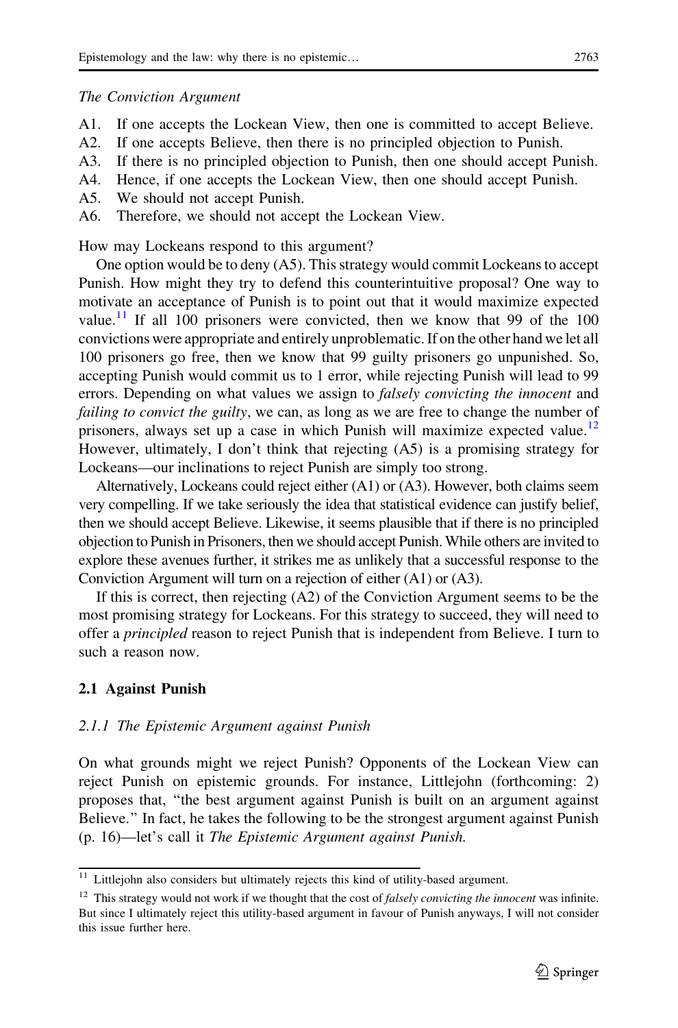*The Conviction Argument*

A1. If one accepts the Lockean View, then one is committed to accept Believe.
A2. If one accepts Believe, then there is no principled objection to Punish.
A3. If there is no principled objection to Punish, then one should accept Punish.
A4. Hence, if one accepts the Lockean View, then one should accept Punish.
A5. We should not accept Punish.
A6. Therefore, we should not accept the Lockean View.

How may Lockeans respond to this argument?

One option would be to deny (A5). This strategy would commit Lockeans to accept Punish. How might they try to defend this counterintuitive proposal? One way to motivate an acceptance of Punish is to point out that it would maximize expected value.[11] If all 100 prisoners were convicted, then we know that 99 of the 100 convictions were appropriate and entirely unproblematic. If on the other hand we let all 100 prisoners go free, then we know that 99 guilty prisoners go unpunished. So, accepting Punish would commit us to 1 error, while rejecting Punish will lead to 99 errors. Depending on what values we assign to *falsely convicting the innocent* and *failing to convict the guilty*, we can, as long as we are free to change the number of prisoners, always set up a case in which Punish will maximize expected value.[12] However, ultimately, I don't think that rejecting (A5) is a promising strategy for Lockeans—our inclinations to reject Punish are simply too strong.

Alternatively, Lockeans could reject either (A1) or (A3). However, both claims seem very compelling. If we take seriously the idea that statistical evidence can justify belief, then we should accept Believe. Likewise, it seems plausible that if there is no principled objection to Punish in Prisoners, then we should accept Punish. While others are invited to explore these avenues further, it strikes me as unlikely that a successful response to the Conviction Argument will turn on a rejection of either (A1) or (A3).

If this is correct, then rejecting (A2) of the Conviction Argument seems to be the most promising strategy for Lockeans. For this strategy to succeed, they will need to offer a *principled* reason to reject Punish that is independent from Believe. I turn to such a reason now.

## 2.1 Against Punish

### *2.1.1 The Epistemic Argument against Punish*

On what grounds might we reject Punish? Opponents of the Lockean View can reject Punish on epistemic grounds. For instance, Littlejohn (forthcoming: 2) proposes that, "the best argument against Punish is built on an argument against Believe." In fact, he takes the following to be the strongest argument against Punish (p. 16)—let's call it *The Epistemic Argument against Punish*.

---

[11] Littlejohn also considers but ultimately rejects this kind of utility-based argument.

[12] This strategy would not work if we thought that the cost of *falsely convicting the innocent* was infinite. But since I ultimately reject this utility-based argument in favour of Punish anyways, I will not consider this issue further here.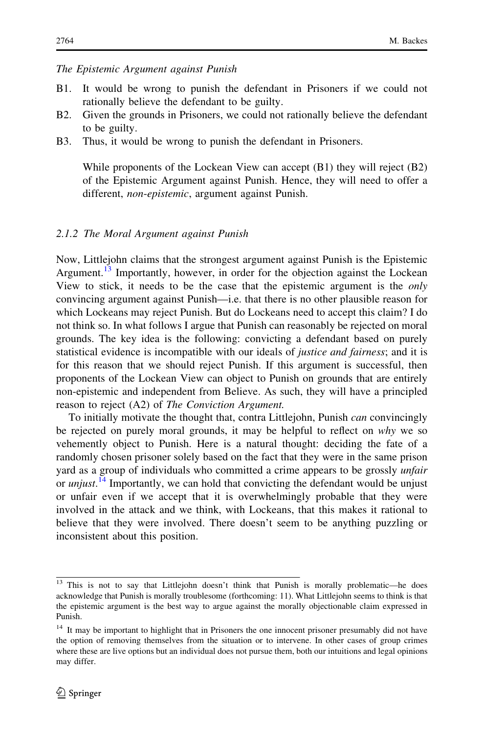*The Epistemic Argument against Punish*

B1. It would be wrong to punish the defendant in Prisoners if we could not rationally believe the defendant to be guilty.

B2. Given the grounds in Prisoners, we could not rationally believe the defendant to be guilty.

B3. Thus, it would be wrong to punish the defendant in Prisoners.

While proponents of the Lockean View can accept (B1) they will reject (B2) of the Epistemic Argument against Punish. Hence, they will need to offer a different, *non-epistemic*, argument against Punish.

### 2.1.2 The Moral Argument against Punish

Now, Littlejohn claims that the strongest argument against Punish is the Epistemic Argument.[13] Importantly, however, in order for the objection against the Lockean View to stick, it needs to be the case that the epistemic argument is the *only* convincing argument against Punish—i.e. that there is no other plausible reason for which Lockeans may reject Punish. But do Lockeans need to accept this claim? I do not think so. In what follows I argue that Punish can reasonably be rejected on moral grounds. The key idea is the following: convicting a defendant based on purely statistical evidence is incompatible with our ideals of *justice and fairness*; and it is for this reason that we should reject Punish. If this argument is successful, then proponents of the Lockean View can object to Punish on grounds that are entirely non-epistemic and independent from Believe. As such, they will have a principled reason to reject (A2) of *The Conviction Argument.*

To initially motivate the thought that, contra Littlejohn, Punish *can* convincingly be rejected on purely moral grounds, it may be helpful to reflect on *why* we so vehemently object to Punish. Here is a natural thought: deciding the fate of a randomly chosen prisoner solely based on the fact that they were in the same prison yard as a group of individuals who committed a crime appears to be grossly *unfair* or *unjust*.[14] Importantly, we can hold that convicting the defendant would be unjust or unfair even if we accept that it is overwhelmingly probable that they were involved in the attack and we think, with Lockeans, that this makes it rational to believe that they were involved. There doesn't seem to be anything puzzling or inconsistent about this position.

---

[13] This is not to say that Littlejohn doesn't think that Punish is morally problematic—he does acknowledge that Punish is morally troublesome (forthcoming: 11). What Littlejohn seems to think is that the epistemic argument is the best way to argue against the morally objectionable claim expressed in Punish.

[14] It may be important to highlight that in Prisoners the one innocent prisoner presumably did not have the option of removing themselves from the situation or to intervene. In other cases of group crimes where these are live options but an individual does not pursue them, both our intuitions and legal opinions may differ.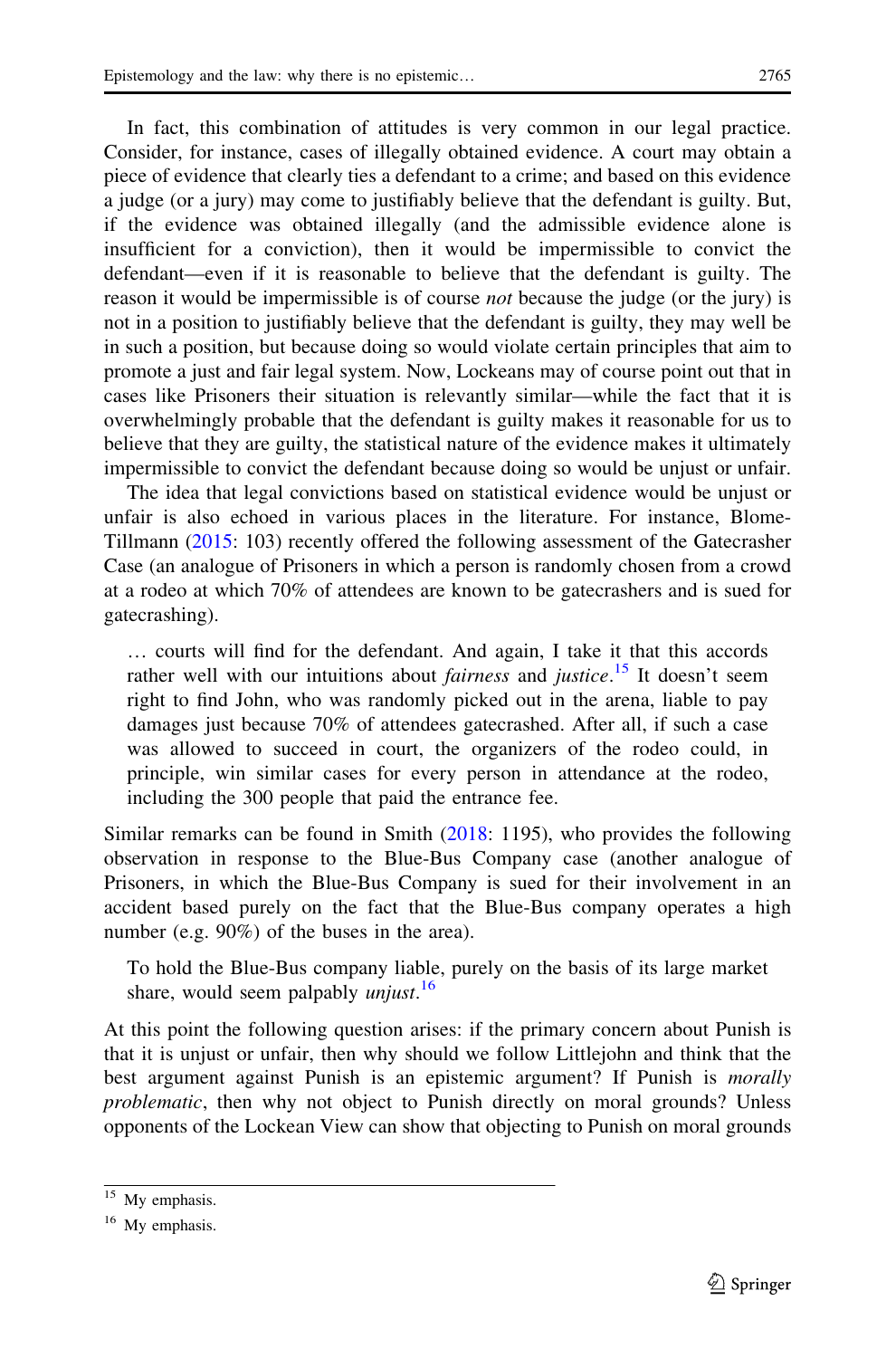In fact, this combination of attitudes is very common in our legal practice. Consider, for instance, cases of illegally obtained evidence. A court may obtain a piece of evidence that clearly ties a defendant to a crime; and based on this evidence a judge (or a jury) may come to justifiably believe that the defendant is guilty. But, if the evidence was obtained illegally (and the admissible evidence alone is insufficient for a conviction), then it would be impermissible to convict the defendant—even if it is reasonable to believe that the defendant is guilty. The reason it would be impermissible is of course *not* because the judge (or the jury) is not in a position to justifiably believe that the defendant is guilty, they may well be in such a position, but because doing so would violate certain principles that aim to promote a just and fair legal system. Now, Lockeans may of course point out that in cases like Prisoners their situation is relevantly similar—while the fact that it is overwhelmingly probable that the defendant is guilty makes it reasonable for us to believe that they are guilty, the statistical nature of the evidence makes it ultimately impermissible to convict the defendant because doing so would be unjust or unfair.

The idea that legal convictions based on statistical evidence would be unjust or unfair is also echoed in various places in the literature. For instance, Blome-Tillmann (2015: 103) recently offered the following assessment of the Gatecrasher Case (an analogue of Prisoners in which a person is randomly chosen from a crowd at a rodeo at which 70% of attendees are known to be gatecrashers and is sued for gatecrashing).

> … courts will find for the defendant. And again, I take it that this accords rather well with our intuitions about *fairness* and *justice*.[15] It doesn't seem right to find John, who was randomly picked out in the arena, liable to pay damages just because 70% of attendees gatecrashed. After all, if such a case was allowed to succeed in court, the organizers of the rodeo could, in principle, win similar cases for every person in attendance at the rodeo, including the 300 people that paid the entrance fee.

Similar remarks can be found in Smith (2018: 1195), who provides the following observation in response to the Blue-Bus Company case (another analogue of Prisoners, in which the Blue-Bus Company is sued for their involvement in an accident based purely on the fact that the Blue-Bus company operates a high number (e.g. 90%) of the buses in the area).

> To hold the Blue-Bus company liable, purely on the basis of its large market share, would seem palpably *unjust*.[16]

At this point the following question arises: if the primary concern about Punish is that it is unjust or unfair, then why should we follow Littlejohn and think that the best argument against Punish is an epistemic argument? If Punish is *morally problematic*, then why not object to Punish directly on moral grounds? Unless opponents of the Lockean View can show that objecting to Punish on moral grounds

---

[15] My emphasis.

[16] My emphasis.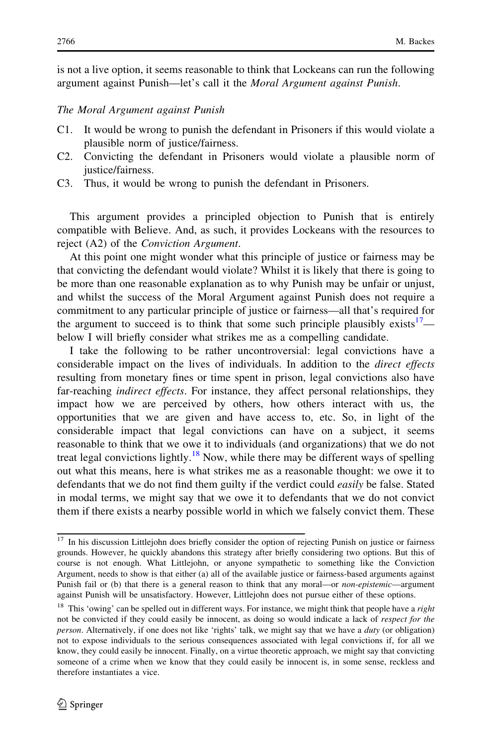is not a live option, it seems reasonable to think that Lockeans can run the following argument against Punish—let's call it the *Moral Argument against Punish*.

*The Moral Argument against Punish*

C1. It would be wrong to punish the defendant in Prisoners if this would violate a plausible norm of justice/fairness.

C2. Convicting the defendant in Prisoners would violate a plausible norm of justice/fairness.

C3. Thus, it would be wrong to punish the defendant in Prisoners.

This argument provides a principled objection to Punish that is entirely compatible with Believe. And, as such, it provides Lockeans with the resources to reject (A2) of the *Conviction Argument*.

At this point one might wonder what this principle of justice or fairness may be that convicting the defendant would violate? Whilst it is likely that there is going to be more than one reasonable explanation as to why Punish may be unfair or unjust, and whilst the success of the Moral Argument against Punish does not require a commitment to any particular principle of justice or fairness—all that's required for the argument to succeed is to think that some such principle plausibly exists[17]—below I will briefly consider what strikes me as a compelling candidate.

I take the following to be rather uncontroversial: legal convictions have a considerable impact on the lives of individuals. In addition to the *direct effects* resulting from monetary fines or time spent in prison, legal convictions also have far-reaching *indirect effects*. For instance, they affect personal relationships, they impact how we are perceived by others, how others interact with us, the opportunities that we are given and have access to, etc. So, in light of the considerable impact that legal convictions can have on a subject, it seems reasonable to think that we owe it to individuals (and organizations) that we do not treat legal convictions lightly.[18] Now, while there may be different ways of spelling out what this means, here is what strikes me as a reasonable thought: we owe it to defendants that we do not find them guilty if the verdict could *easily* be false. Stated in modal terms, we might say that we owe it to defendants that we do not convict them if there exists a nearby possible world in which we falsely convict them. These

---

[17] In his discussion Littlejohn does briefly consider the option of rejecting Punish on justice or fairness grounds. However, he quickly abandons this strategy after briefly considering two options. But this of course is not enough. What Littlejohn, or anyone sympathetic to something like the Conviction Argument, needs to show is that either (a) all of the available justice or fairness-based arguments against Punish fail or (b) that there is a general reason to think that any moral—or *non-epistemic*—argument against Punish will be unsatisfactory. However, Littlejohn does not pursue either of these options.

[18] This 'owing' can be spelled out in different ways. For instance, we might think that people have a *right* not be convicted if they could easily be innocent, as doing so would indicate a lack of *respect for the person*. Alternatively, if one does not like 'rights' talk, we might say that we have a *duty* (or obligation) not to expose individuals to the serious consequences associated with legal convictions if, for all we know, they could easily be innocent. Finally, on a virtue theoretic approach, we might say that convicting someone of a crime when we know that they could easily be innocent is, in some sense, reckless and therefore instantiates a vice.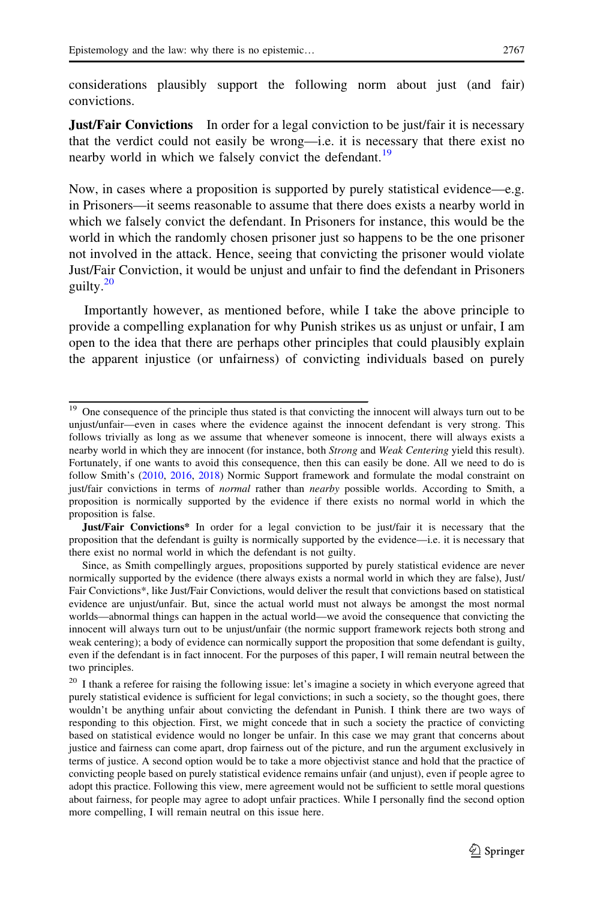considerations plausibly support the following norm about just (and fair) convictions.

**Just/Fair Convictions** In order for a legal conviction to be just/fair it is necessary that the verdict could not easily be wrong—i.e. it is necessary that there exist no nearby world in which we falsely convict the defendant.[19]

Now, in cases where a proposition is supported by purely statistical evidence—e.g. in Prisoners—it seems reasonable to assume that there does exists a nearby world in which we falsely convict the defendant. In Prisoners for instance, this would be the world in which the randomly chosen prisoner just so happens to be the one prisoner not involved in the attack. Hence, seeing that convicting the prisoner would violate Just/Fair Conviction, it would be unjust and unfair to find the defendant in Prisoners guilty.[20]

Importantly however, as mentioned before, while I take the above principle to provide a compelling explanation for why Punish strikes us as unjust or unfair, I am open to the idea that there are perhaps other principles that could plausibly explain the apparent injustice (or unfairness) of convicting individuals based on purely

---

[19] One consequence of the principle thus stated is that convicting the innocent will always turn out to be unjust/unfair—even in cases where the evidence against the innocent defendant is very strong. This follows trivially as long as we assume that whenever someone is innocent, there will always exists a nearby world in which they are innocent (for instance, both *Strong* and *Weak Centering* yield this result). Fortunately, if one wants to avoid this consequence, then this can easily be done. All we need to do is follow Smith's (2010, 2016, 2018) Normic Support framework and formulate the modal constraint on just/fair convictions in terms of *normal* rather than *nearby* possible worlds. According to Smith, a proposition is normically supported by the evidence if there exists no normal world in which the proposition is false.

**Just/Fair Convictions*** In order for a legal conviction to be just/fair it is necessary that the proposition that the defendant is guilty is normically supported by the evidence—i.e. it is necessary that there exist no normal world in which the defendant is not guilty.

Since, as Smith compellingly argues, propositions supported by purely statistical evidence are never normically supported by the evidence (there always exists a normal world in which they are false), Just/Fair Convictions*, like Just/Fair Convictions, would deliver the result that convictions based on statistical evidence are unjust/unfair. But, since the actual world must not always be amongst the most normal worlds—abnormal things can happen in the actual world—we avoid the consequence that convicting the innocent will always turn out to be unjust/unfair (the normic support framework rejects both strong and weak centering); a body of evidence can normically support the proposition that some defendant is guilty, even if the defendant is in fact innocent. For the purposes of this paper, I will remain neutral between the two principles.

[20] I thank a referee for raising the following issue: let's imagine a society in which everyone agreed that purely statistical evidence is sufficient for legal convictions; in such a society, so the thought goes, there wouldn't be anything unfair about convicting the defendant in Punish. I think there are two ways of responding to this objection. First, we might concede that in such a society the practice of convicting based on statistical evidence would no longer be unfair. In this case we may grant that concerns about justice and fairness can come apart, drop fairness out of the picture, and run the argument exclusively in terms of justice. A second option would be to take a more objectivist stance and hold that the practice of convicting people based on purely statistical evidence remains unfair (and unjust), even if people agree to adopt this practice. Following this view, mere agreement would not be sufficient to settle moral questions about fairness, for people may agree to adopt unfair practices. While I personally find the second option more compelling, I will remain neutral on this issue here.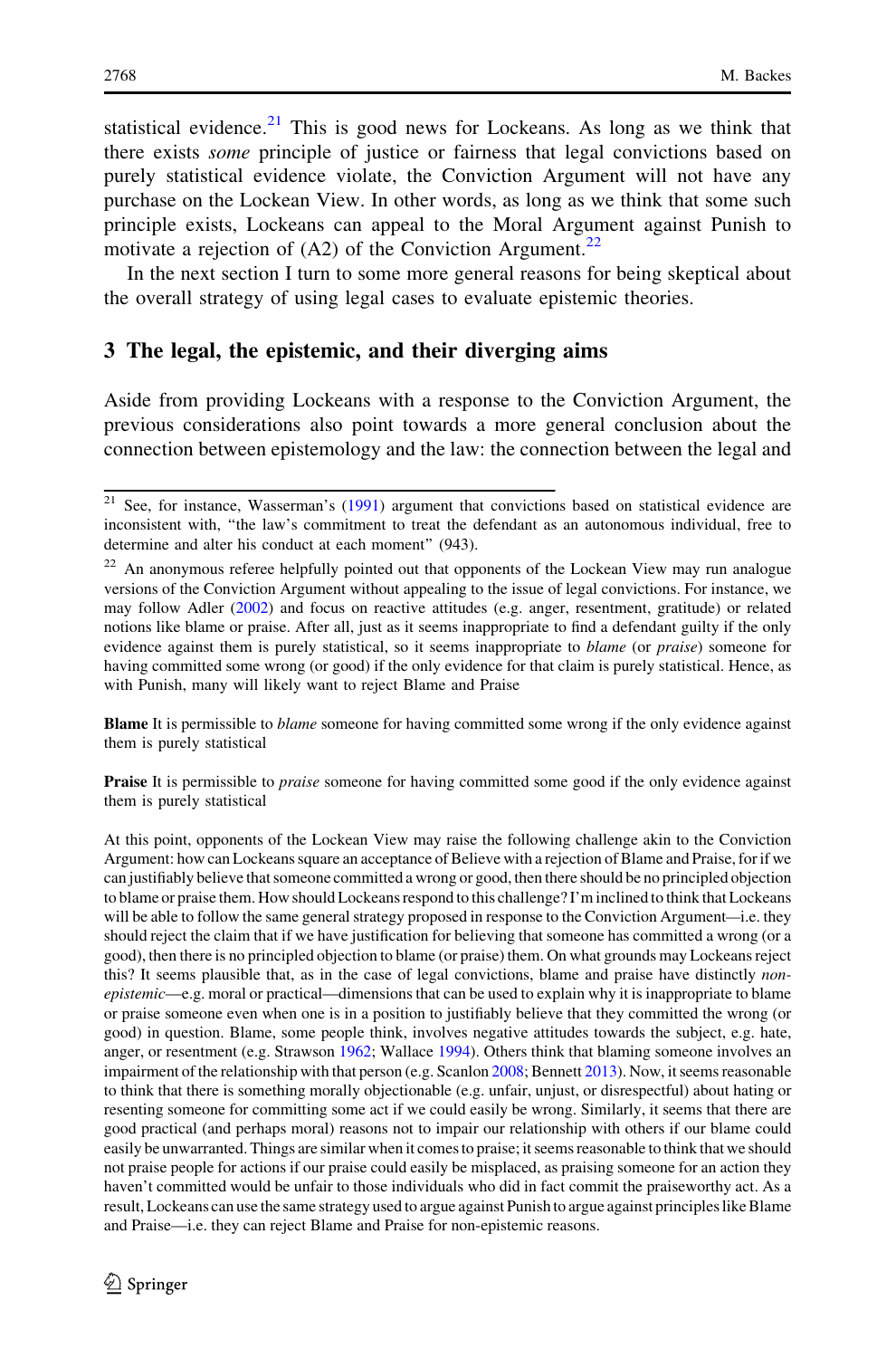statistical evidence.[21] This is good news for Lockeans. As long as we think that there exists *some* principle of justice or fairness that legal convictions based on purely statistical evidence violate, the Conviction Argument will not have any purchase on the Lockean View. In other words, as long as we think that some such principle exists, Lockeans can appeal to the Moral Argument against Punish to motivate a rejection of (A2) of the Conviction Argument.[22]

In the next section I turn to some more general reasons for being skeptical about the overall strategy of using legal cases to evaluate epistemic theories.

## 3 The legal, the epistemic, and their diverging aims

Aside from providing Lockeans with a response to the Conviction Argument, the previous considerations also point towards a more general conclusion about the connection between epistemology and the law: the connection between the legal and

---

[21] See, for instance, Wasserman's (1991) argument that convictions based on statistical evidence are inconsistent with, "the law's commitment to treat the defendant as an autonomous individual, free to determine and alter his conduct at each moment" (943).

[22] An anonymous referee helpfully pointed out that opponents of the Lockean View may run analogue versions of the Conviction Argument without appealing to the issue of legal convictions. For instance, we may follow Adler (2002) and focus on reactive attitudes (e.g. anger, resentment, gratitude) or related notions like blame or praise. After all, just as it seems inappropriate to find a defendant guilty if the only evidence against them is purely statistical, so it seems inappropriate to *blame* (or *praise*) someone for having committed some wrong (or good) if the only evidence for that claim is purely statistical. Hence, as with Punish, many will likely want to reject Blame and Praise

**Blame** It is permissible to *blame* someone for having committed some wrong if the only evidence against them is purely statistical

**Praise** It is permissible to *praise* someone for having committed some good if the only evidence against them is purely statistical

At this point, opponents of the Lockean View may raise the following challenge akin to the Conviction Argument: how can Lockeans square an acceptance of Believe with a rejection of Blame and Praise, for if we can justifiably believe that someone committed a wrong or good, then there should be no principled objection to blame or praise them. How should Lockeans respond to this challenge? I'm inclined to think that Lockeans will be able to follow the same general strategy proposed in response to the Conviction Argument—i.e. they should reject the claim that if we have justification for believing that someone has committed a wrong (or a good), then there is no principled objection to blame (or praise) them. On what grounds may Lockeans reject this? It seems plausible that, as in the case of legal convictions, blame and praise have distinctly *non-epistemic*—e.g. moral or practical—dimensions that can be used to explain why it is inappropriate to blame or praise someone even when one is in a position to justifiably believe that they committed the wrong (or good) in question. Blame, some people think, involves negative attitudes towards the subject, e.g. hate, anger, or resentment (e.g. Strawson 1962; Wallace 1994). Others think that blaming someone involves an impairment of the relationship with that person (e.g. Scanlon 2008; Bennett 2013). Now, it seems reasonable to think that there is something morally objectionable (e.g. unfair, unjust, or disrespectful) about hating or resenting someone for committing some act if we could easily be wrong. Similarly, it seems that there are good practical (and perhaps moral) reasons not to impair our relationship with others if our blame could easily be unwarranted. Things are similar when it comes to praise; it seems reasonable to think that we should not praise people for actions if our praise could easily be misplaced, as praising someone for an action they haven't committed would be unfair to those individuals who did in fact commit the praiseworthy act. As a result, Lockeans can use the same strategy used to argue against Punish to argue against principles like Blame and Praise—i.e. they can reject Blame and Praise for non-epistemic reasons.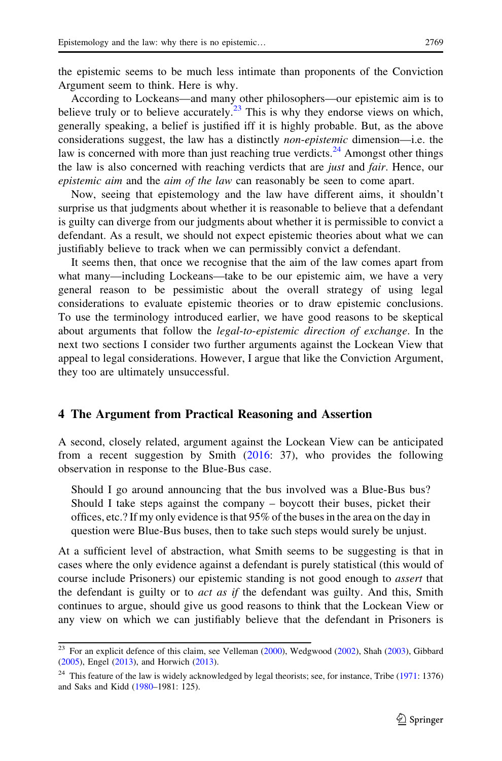the epistemic seems to be much less intimate than proponents of the Conviction Argument seem to think. Here is why.

According to Lockeans—and many other philosophers—our epistemic aim is to believe truly or to believe accurately.[23] This is why they endorse views on which, generally speaking, a belief is justified iff it is highly probable. But, as the above considerations suggest, the law has a distinctly *non-epistemic* dimension—i.e. the law is concerned with more than just reaching true verdicts.[24] Amongst other things the law is also concerned with reaching verdicts that are *just* and *fair*. Hence, our *epistemic aim* and the *aim of the law* can reasonably be seen to come apart.

Now, seeing that epistemology and the law have different aims, it shouldn't surprise us that judgments about whether it is reasonable to believe that a defendant is guilty can diverge from our judgments about whether it is permissible to convict a defendant. As a result, we should not expect epistemic theories about what we can justifiably believe to track when we can permissibly convict a defendant.

It seems then, that once we recognise that the aim of the law comes apart from what many—including Lockeans—take to be our epistemic aim, we have a very general reason to be pessimistic about the overall strategy of using legal considerations to evaluate epistemic theories or to draw epistemic conclusions. To use the terminology introduced earlier, we have good reasons to be skeptical about arguments that follow the *legal-to-epistemic direction of exchange*. In the next two sections I consider two further arguments against the Lockean View that appeal to legal considerations. However, I argue that like the Conviction Argument, they too are ultimately unsuccessful.

## 4 The Argument from Practical Reasoning and Assertion

A second, closely related, argument against the Lockean View can be anticipated from a recent suggestion by Smith (2016: 37), who provides the following observation in response to the Blue-Bus case.

> Should I go around announcing that the bus involved was a Blue-Bus bus? Should I take steps against the company – boycott their buses, picket their offices, etc.? If my only evidence is that 95% of the buses in the area on the day in question were Blue-Bus buses, then to take such steps would surely be unjust.

At a sufficient level of abstraction, what Smith seems to be suggesting is that in cases where the only evidence against a defendant is purely statistical (this would of course include Prisoners) our epistemic standing is not good enough to *assert* that the defendant is guilty or to *act as if* the defendant was guilty. And this, Smith continues to argue, should give us good reasons to think that the Lockean View or any view on which we can justifiably believe that the defendant in Prisoners is

---

[23] For an explicit defence of this claim, see Velleman (2000), Wedgwood (2002), Shah (2003), Gibbard (2005), Engel (2013), and Horwich (2013).

[24] This feature of the law is widely acknowledged by legal theorists; see, for instance, Tribe (1971: 1376) and Saks and Kidd (1980–1981: 125).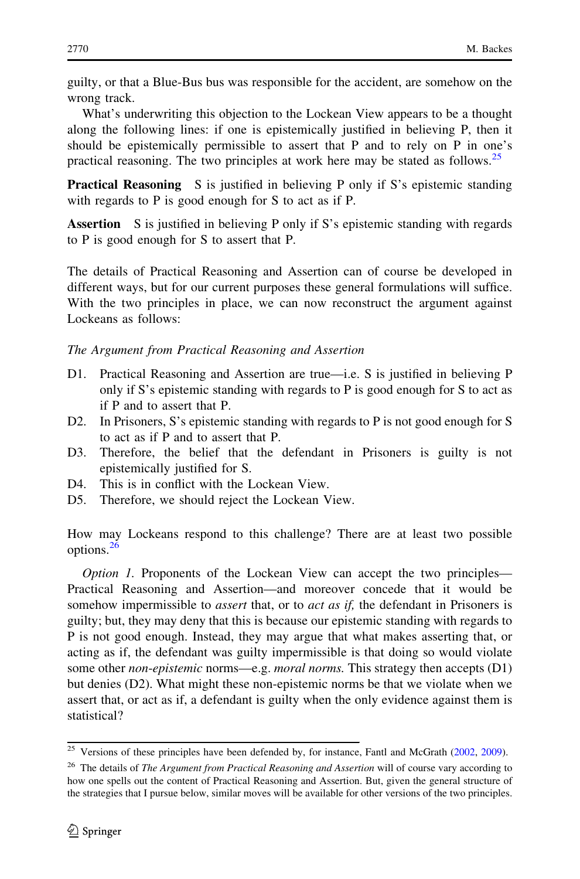guilty, or that a Blue-Bus bus was responsible for the accident, are somehow on the wrong track.

What's underwriting this objection to the Lockean View appears to be a thought along the following lines: if one is epistemically justified in believing P, then it should be epistemically permissible to assert that P and to rely on P in one's practical reasoning. The two principles at work here may be stated as follows.[25]

**Practical Reasoning** S is justified in believing P only if S's epistemic standing with regards to P is good enough for S to act as if P.

**Assertion** S is justified in believing P only if S's epistemic standing with regards to P is good enough for S to assert that P.

The details of Practical Reasoning and Assertion can of course be developed in different ways, but for our current purposes these general formulations will suffice. With the two principles in place, we can now reconstruct the argument against Lockeans as follows:

*The Argument from Practical Reasoning and Assertion*

- D1. Practical Reasoning and Assertion are true—i.e. S is justified in believing P only if S's epistemic standing with regards to P is good enough for S to act as if P and to assert that P.
- D2. In Prisoners, S's epistemic standing with regards to P is not good enough for S to act as if P and to assert that P.
- D3. Therefore, the belief that the defendant in Prisoners is guilty is not epistemically justified for S.
- D4. This is in conflict with the Lockean View.
- D5. Therefore, we should reject the Lockean View.

How may Lockeans respond to this challenge? There are at least two possible options.[26]

*Option 1.* Proponents of the Lockean View can accept the two principles—Practical Reasoning and Assertion—and moreover concede that it would be somehow impermissible to *assert* that, or to *act as if,* the defendant in Prisoners is guilty; but, they may deny that this is because our epistemic standing with regards to P is not good enough. Instead, they may argue that what makes asserting that, or acting as if, the defendant was guilty impermissible is that doing so would violate some other *non-epistemic* norms—e.g. *moral norms.* This strategy then accepts (D1) but denies (D2). What might these non-epistemic norms be that we violate when we assert that, or act as if, a defendant is guilty when the only evidence against them is statistical?

[25] Versions of these principles have been defended by, for instance, Fantl and McGrath (2002, 2009).

[26] The details of *The Argument from Practical Reasoning and Assertion* will of course vary according to how one spells out the content of Practical Reasoning and Assertion. But, given the general structure of the strategies that I pursue below, similar moves will be available for other versions of the two principles.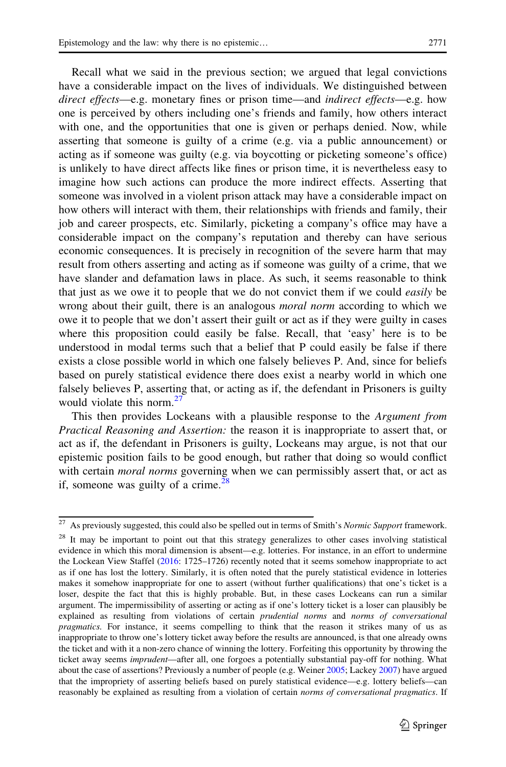Recall what we said in the previous section; we argued that legal convictions have a considerable impact on the lives of individuals. We distinguished between *direct effects*—e.g. monetary fines or prison time—and *indirect effects*—e.g. how one is perceived by others including one's friends and family, how others interact with one, and the opportunities that one is given or perhaps denied. Now, while asserting that someone is guilty of a crime (e.g. via a public announcement) or acting as if someone was guilty (e.g. via boycotting or picketing someone's office) is unlikely to have direct affects like fines or prison time, it is nevertheless easy to imagine how such actions can produce the more indirect effects. Asserting that someone was involved in a violent prison attack may have a considerable impact on how others will interact with them, their relationships with friends and family, their job and career prospects, etc. Similarly, picketing a company's office may have a considerable impact on the company's reputation and thereby can have serious economic consequences. It is precisely in recognition of the severe harm that may result from others asserting and acting as if someone was guilty of a crime, that we have slander and defamation laws in place. As such, it seems reasonable to think that just as we owe it to people that we do not convict them if we could *easily* be wrong about their guilt, there is an analogous *moral norm* according to which we owe it to people that we don't assert their guilt or act as if they were guilty in cases where this proposition could easily be false. Recall, that 'easy' here is to be understood in modal terms such that a belief that P could easily be false if there exists a close possible world in which one falsely believes P. And, since for beliefs based on purely statistical evidence there does exist a nearby world in which one falsely believes P, asserting that, or acting as if, the defendant in Prisoners is guilty would violate this norm.[27]

This then provides Lockeans with a plausible response to the *Argument from Practical Reasoning and Assertion:* the reason it is inappropriate to assert that, or act as if, the defendant in Prisoners is guilty, Lockeans may argue, is not that our epistemic position fails to be good enough, but rather that doing so would conflict with certain *moral norms* governing when we can permissibly assert that, or act as if, someone was guilty of a crime.[28]

---

[27] As previously suggested, this could also be spelled out in terms of Smith's *Normic Support* framework.

[28] It may be important to point out that this strategy generalizes to other cases involving statistical evidence in which this moral dimension is absent—e.g. lotteries. For instance, in an effort to undermine the Lockean View Staffel (2016: 1725–1726) recently noted that it seems somehow inappropriate to act as if one has lost the lottery. Similarly, it is often noted that the purely statistical evidence in lotteries makes it somehow inappropriate for one to assert (without further qualifications) that one's ticket is a loser, despite the fact that this is highly probable. But, in these cases Lockeans can run a similar argument. The impermissibility of asserting or acting as if one's lottery ticket is a loser can plausibly be explained as resulting from violations of certain *prudential norms* and *norms of conversational pragmatics*. For instance, it seems compelling to think that the reason it strikes many of us as inappropriate to throw one's lottery ticket away before the results are announced, is that one already owns the ticket and with it a non-zero chance of winning the lottery. Forfeiting this opportunity by throwing the ticket away seems *imprudent*—after all, one forgoes a potentially substantial pay-off for nothing. What about the case of assertions? Previously a number of people (e.g. Weiner 2005; Lackey 2007) have argued that the impropriety of asserting beliefs based on purely statistical evidence—e.g. lottery beliefs—can reasonably be explained as resulting from a violation of certain *norms of conversational pragmatics*. If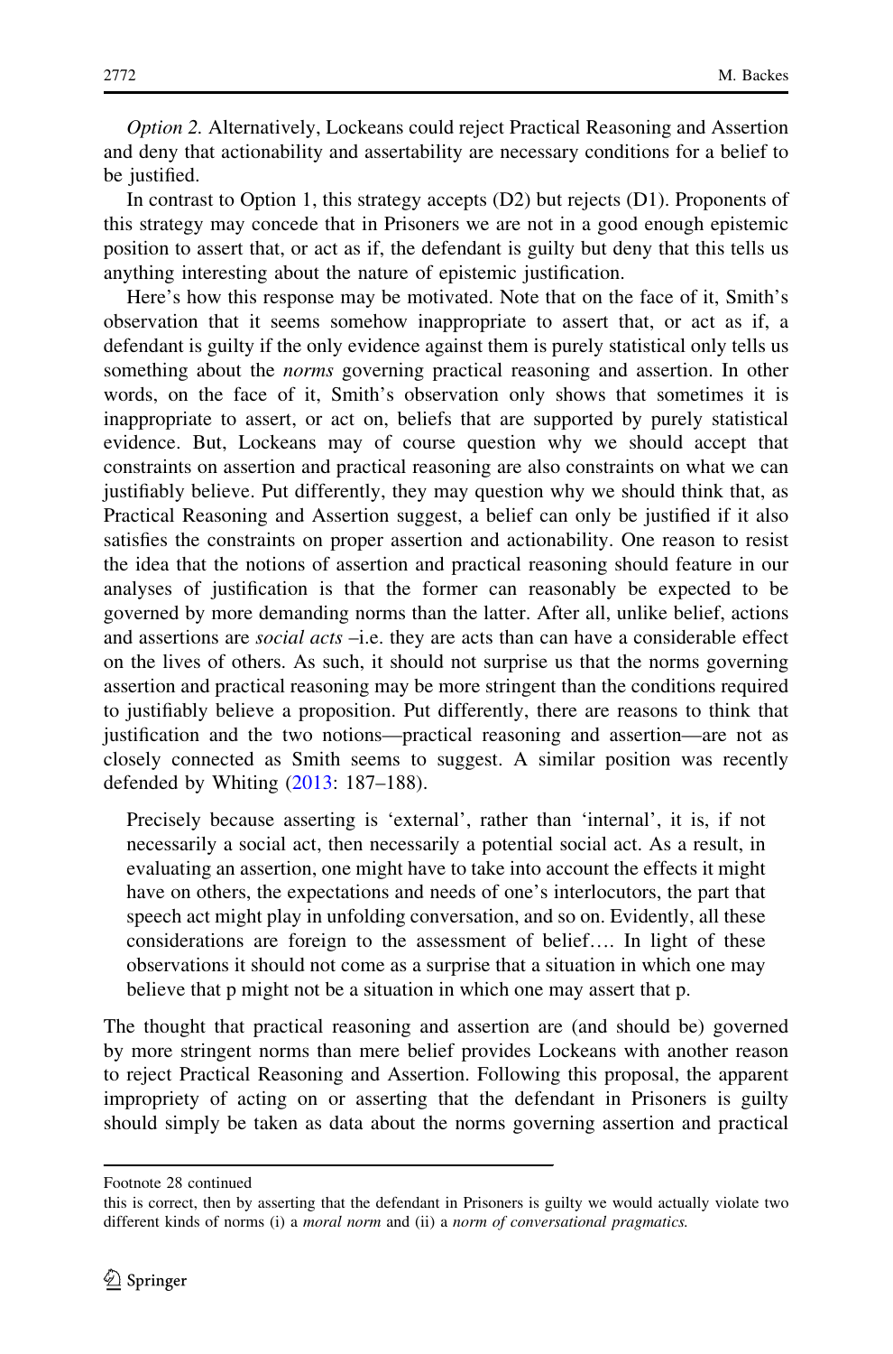*Option 2.* Alternatively, Lockeans could reject Practical Reasoning and Assertion and deny that actionability and assertability are necessary conditions for a belief to be justified.

In contrast to Option 1, this strategy accepts (D2) but rejects (D1). Proponents of this strategy may concede that in Prisoners we are not in a good enough epistemic position to assert that, or act as if, the defendant is guilty but deny that this tells us anything interesting about the nature of epistemic justification.

Here's how this response may be motivated. Note that on the face of it, Smith's observation that it seems somehow inappropriate to assert that, or act as if, a defendant is guilty if the only evidence against them is purely statistical only tells us something about the *norms* governing practical reasoning and assertion. In other words, on the face of it, Smith's observation only shows that sometimes it is inappropriate to assert, or act on, beliefs that are supported by purely statistical evidence. But, Lockeans may of course question why we should accept that constraints on assertion and practical reasoning are also constraints on what we can justifiably believe. Put differently, they may question why we should think that, as Practical Reasoning and Assertion suggest, a belief can only be justified if it also satisfies the constraints on proper assertion and actionability. One reason to resist the idea that the notions of assertion and practical reasoning should feature in our analyses of justification is that the former can reasonably be expected to be governed by more demanding norms than the latter. After all, unlike belief, actions and assertions are *social acts* –i.e. they are acts than can have a considerable effect on the lives of others. As such, it should not surprise us that the norms governing assertion and practical reasoning may be more stringent than the conditions required to justifiably believe a proposition. Put differently, there are reasons to think that justification and the two notions—practical reasoning and assertion—are not as closely connected as Smith seems to suggest. A similar position was recently defended by Whiting (2013: 187–188).

> Precisely because asserting is 'external', rather than 'internal', it is, if not necessarily a social act, then necessarily a potential social act. As a result, in evaluating an assertion, one might have to take into account the effects it might have on others, the expectations and needs of one's interlocutors, the part that speech act might play in unfolding conversation, and so on. Evidently, all these considerations are foreign to the assessment of belief…. In light of these observations it should not come as a surprise that a situation in which one may believe that p might not be a situation in which one may assert that p.

The thought that practical reasoning and assertion are (and should be) governed by more stringent norms than mere belief provides Lockeans with another reason to reject Practical Reasoning and Assertion. Following this proposal, the apparent impropriety of acting on or asserting that the defendant in Prisoners is guilty should simply be taken as data about the norms governing assertion and practical

---

Footnote 28 continued

this is correct, then by asserting that the defendant in Prisoners is guilty we would actually violate two different kinds of norms (i) a *moral norm* and (ii) a *norm of conversational pragmatics*.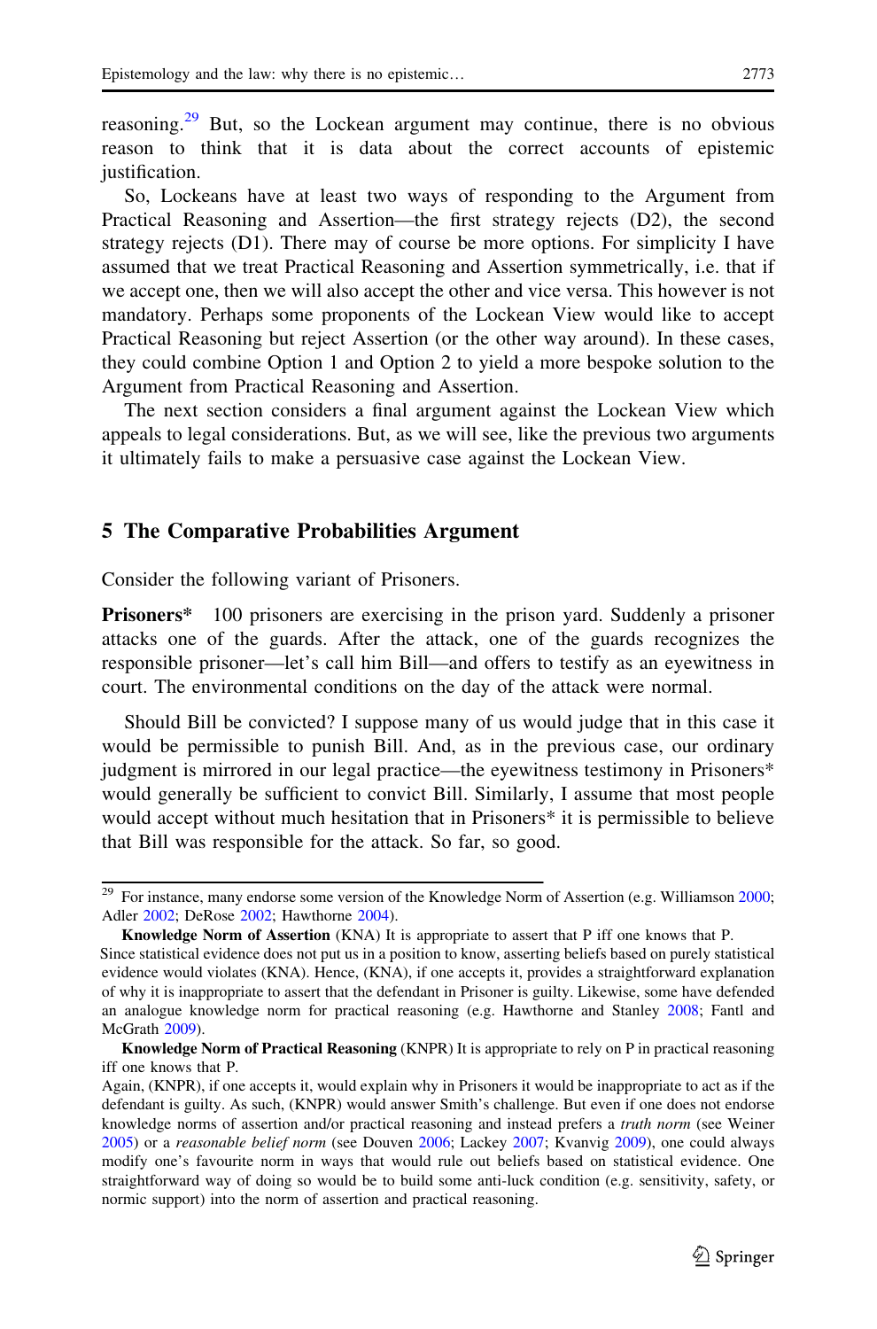reasoning.[29] But, so the Lockean argument may continue, there is no obvious reason to think that it is data about the correct accounts of epistemic justification.

So, Lockeans have at least two ways of responding to the Argument from Practical Reasoning and Assertion—the first strategy rejects (D2), the second strategy rejects (D1). There may of course be more options. For simplicity I have assumed that we treat Practical Reasoning and Assertion symmetrically, i.e. that if we accept one, then we will also accept the other and vice versa. This however is not mandatory. Perhaps some proponents of the Lockean View would like to accept Practical Reasoning but reject Assertion (or the other way around). In these cases, they could combine Option 1 and Option 2 to yield a more bespoke solution to the Argument from Practical Reasoning and Assertion.

The next section considers a final argument against the Lockean View which appeals to legal considerations. But, as we will see, like the previous two arguments it ultimately fails to make a persuasive case against the Lockean View.

## 5 The Comparative Probabilities Argument

Consider the following variant of Prisoners.

**Prisoners*** 100 prisoners are exercising in the prison yard. Suddenly a prisoner attacks one of the guards. After the attack, one of the guards recognizes the responsible prisoner—let's call him Bill—and offers to testify as an eyewitness in court. The environmental conditions on the day of the attack were normal.

Should Bill be convicted? I suppose many of us would judge that in this case it would be permissible to punish Bill. And, as in the previous case, our ordinary judgment is mirrored in our legal practice—the eyewitness testimony in Prisoners* would generally be sufficient to convict Bill. Similarly, I assume that most people would accept without much hesitation that in Prisoners* it is permissible to believe that Bill was responsible for the attack. So far, so good.

---

[29] For instance, many endorse some version of the Knowledge Norm of Assertion (e.g. Williamson 2000; Adler 2002; DeRose 2002; Hawthorne 2004).

**Knowledge Norm of Assertion** (KNA) It is appropriate to assert that P iff one knows that P.

Since statistical evidence does not put us in a position to know, asserting beliefs based on purely statistical evidence would violates (KNA). Hence, (KNA), if one accepts it, provides a straightforward explanation of why it is inappropriate to assert that the defendant in Prisoner is guilty. Likewise, some have defended an analogue knowledge norm for practical reasoning (e.g. Hawthorne and Stanley 2008; Fantl and McGrath 2009).

**Knowledge Norm of Practical Reasoning** (KNPR) It is appropriate to rely on P in practical reasoning iff one knows that P.

Again, (KNPR), if one accepts it, would explain why in Prisoners it would be inappropriate to act as if the defendant is guilty. As such, (KNPR) would answer Smith's challenge. But even if one does not endorse knowledge norms of assertion and/or practical reasoning and instead prefers a *truth norm* (see Weiner 2005) or a *reasonable belief norm* (see Douven 2006; Lackey 2007; Kvanvig 2009), one could always modify one's favourite norm in ways that would rule out beliefs based on statistical evidence. One straightforward way of doing so would be to build some anti-luck condition (e.g. sensitivity, safety, or normic support) into the norm of assertion and practical reasoning.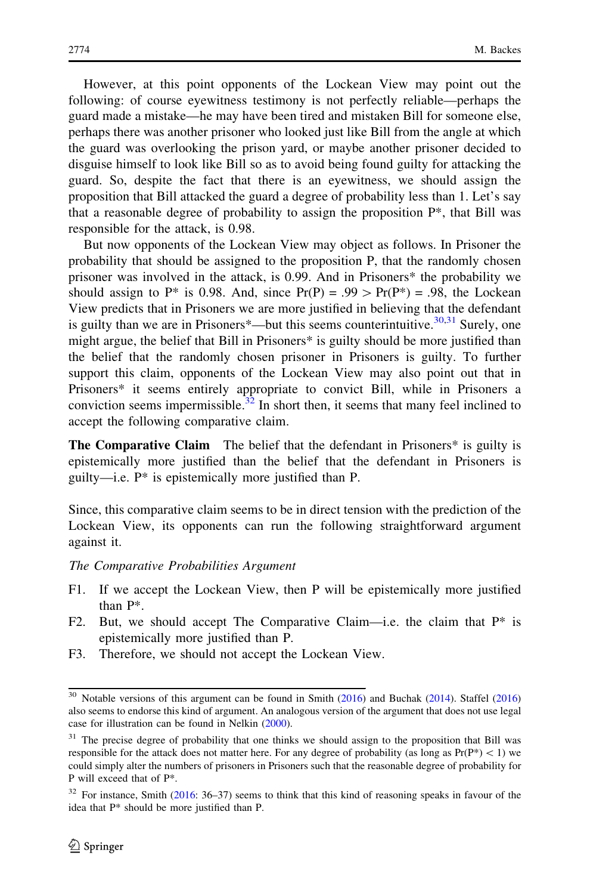However, at this point opponents of the Lockean View may point out the following: of course eyewitness testimony is not perfectly reliable—perhaps the guard made a mistake—he may have been tired and mistaken Bill for someone else, perhaps there was another prisoner who looked just like Bill from the angle at which the guard was overlooking the prison yard, or maybe another prisoner decided to disguise himself to look like Bill so as to avoid being found guilty for attacking the guard. So, despite the fact that there is an eyewitness, we should assign the proposition that Bill attacked the guard a degree of probability less than 1. Let's say that a reasonable degree of probability to assign the proposition P*, that Bill was responsible for the attack, is 0.98.

But now opponents of the Lockean View may object as follows. In Prisoner the probability that should be assigned to the proposition P, that the randomly chosen prisoner was involved in the attack, is 0.99. And in Prisoners* the probability we should assign to P* is 0.98. And, since $\Pr(P) = .99 > \Pr(P^*) = .98$, the Lockean View predicts that in Prisoners we are more justified in believing that the defendant is guilty than we are in Prisoners*—but this seems counterintuitive.[30,31] Surely, one might argue, the belief that Bill in Prisoners* is guilty should be more justified than the belief that the randomly chosen prisoner in Prisoners is guilty. To further support this claim, opponents of the Lockean View may also point out that in Prisoners* it seems entirely appropriate to convict Bill, while in Prisoners a conviction seems impermissible.[32] In short then, it seems that many feel inclined to accept the following comparative claim.

**The Comparative Claim** The belief that the defendant in Prisoners* is guilty is epistemically more justified than the belief that the defendant in Prisoners is guilty—i.e. P* is epistemically more justified than P.

Since, this comparative claim seems to be in direct tension with the prediction of the Lockean View, its opponents can run the following straightforward argument against it.

*The Comparative Probabilities Argument*

F1. If we accept the Lockean View, then P will be epistemically more justified than P*.

F2. But, we should accept The Comparative Claim—i.e. the claim that P* is epistemically more justified than P.

F3. Therefore, we should not accept the Lockean View.

---

[30] Notable versions of this argument can be found in Smith (2016) and Buchak (2014). Staffel (2016) also seems to endorse this kind of argument. An analogous version of the argument that does not use legal case for illustration can be found in Nelkin (2000).

[31] The precise degree of probability that one thinks we should assign to the proposition that Bill was responsible for the attack does not matter here. For any degree of probability (as long as $\Pr(P^*) < 1$) we could simply alter the numbers of prisoners in Prisoners such that the reasonable degree of probability for P will exceed that of P*.

[32] For instance, Smith (2016: 36–37) seems to think that this kind of reasoning speaks in favour of the idea that P* should be more justified than P.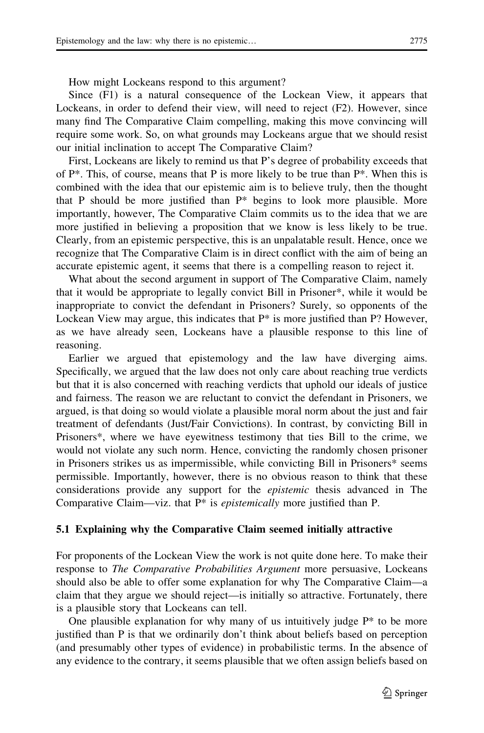How might Lockeans respond to this argument?

Since (F1) is a natural consequence of the Lockean View, it appears that Lockeans, in order to defend their view, will need to reject (F2). However, since many find The Comparative Claim compelling, making this move convincing will require some work. So, on what grounds may Lockeans argue that we should resist our initial inclination to accept The Comparative Claim?

First, Lockeans are likely to remind us that P's degree of probability exceeds that of P*. This, of course, means that P is more likely to be true than P*. When this is combined with the idea that our epistemic aim is to believe truly, then the thought that P should be more justified than P* begins to look more plausible. More importantly, however, The Comparative Claim commits us to the idea that we are more justified in believing a proposition that we know is less likely to be true. Clearly, from an epistemic perspective, this is an unpalatable result. Hence, once we recognize that The Comparative Claim is in direct conflict with the aim of being an accurate epistemic agent, it seems that there is a compelling reason to reject it.

What about the second argument in support of The Comparative Claim, namely that it would be appropriate to legally convict Bill in Prisoner*, while it would be inappropriate to convict the defendant in Prisoners? Surely, so opponents of the Lockean View may argue, this indicates that P* is more justified than P? However, as we have already seen, Lockeans have a plausible response to this line of reasoning.

Earlier we argued that epistemology and the law have diverging aims. Specifically, we argued that the law does not only care about reaching true verdicts but that it is also concerned with reaching verdicts that uphold our ideals of justice and fairness. The reason we are reluctant to convict the defendant in Prisoners, we argued, is that doing so would violate a plausible moral norm about the just and fair treatment of defendants (Just/Fair Convictions). In contrast, by convicting Bill in Prisoners*, where we have eyewitness testimony that ties Bill to the crime, we would not violate any such norm. Hence, convicting the randomly chosen prisoner in Prisoners strikes us as impermissible, while convicting Bill in Prisoners* seems permissible. Importantly, however, there is no obvious reason to think that these considerations provide any support for the *epistemic* thesis advanced in The Comparative Claim—viz. that P* is *epistemically* more justified than P.

### 5.1 Explaining why the Comparative Claim seemed initially attractive

For proponents of the Lockean View the work is not quite done here. To make their response to *The Comparative Probabilities Argument* more persuasive, Lockeans should also be able to offer some explanation for why The Comparative Claim—a claim that they argue we should reject—is initially so attractive. Fortunately, there is a plausible story that Lockeans can tell.

One plausible explanation for why many of us intuitively judge P* to be more justified than P is that we ordinarily don't think about beliefs based on perception (and presumably other types of evidence) in probabilistic terms. In the absence of any evidence to the contrary, it seems plausible that we often assign beliefs based on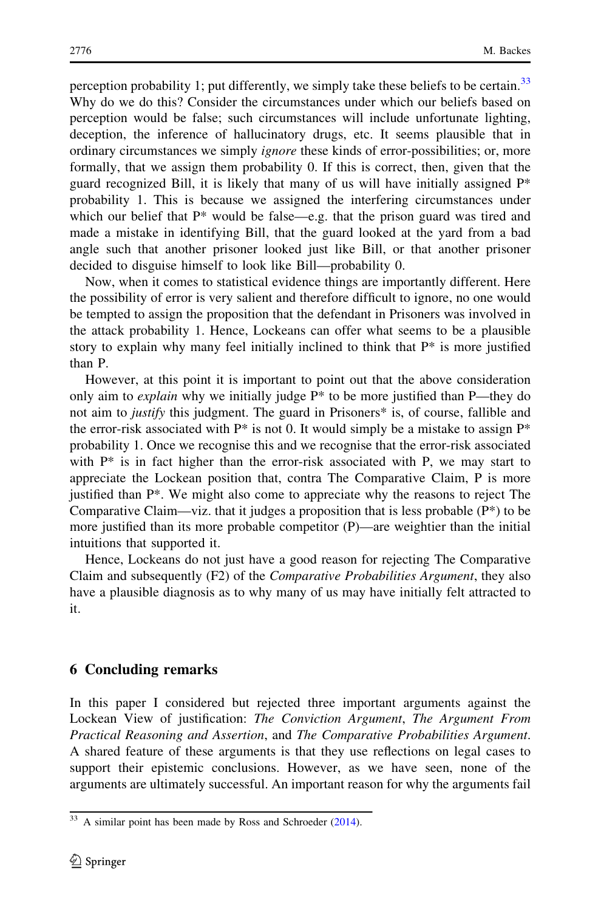perception probability 1; put differently, we simply take these beliefs to be certain.[33] Why do we do this? Consider the circumstances under which our beliefs based on perception would be false; such circumstances will include unfortunate lighting, deception, the inference of hallucinatory drugs, etc. It seems plausible that in ordinary circumstances we simply *ignore* these kinds of error-possibilities; or, more formally, that we assign them probability 0. If this is correct, then, given that the guard recognized Bill, it is likely that many of us will have initially assigned P* probability 1. This is because we assigned the interfering circumstances under which our belief that P* would be false—e.g. that the prison guard was tired and made a mistake in identifying Bill, that the guard looked at the yard from a bad angle such that another prisoner looked just like Bill, or that another prisoner decided to disguise himself to look like Bill—probability 0.

Now, when it comes to statistical evidence things are importantly different. Here the possibility of error is very salient and therefore difficult to ignore, no one would be tempted to assign the proposition that the defendant in Prisoners was involved in the attack probability 1. Hence, Lockeans can offer what seems to be a plausible story to explain why many feel initially inclined to think that P* is more justified than P.

However, at this point it is important to point out that the above consideration only aim to *explain* why we initially judge P* to be more justified than P—they do not aim to *justify* this judgment. The guard in Prisoners* is, of course, fallible and the error-risk associated with P* is not 0. It would simply be a mistake to assign P* probability 1. Once we recognise this and we recognise that the error-risk associated with P* is in fact higher than the error-risk associated with P, we may start to appreciate the Lockean position that, contra The Comparative Claim, P is more justified than P*. We might also come to appreciate why the reasons to reject The Comparative Claim—viz. that it judges a proposition that is less probable (P*) to be more justified than its more probable competitor (P)—are weightier than the initial intuitions that supported it.

Hence, Lockeans do not just have a good reason for rejecting The Comparative Claim and subsequently (F2) of the *Comparative Probabilities Argument*, they also have a plausible diagnosis as to why many of us may have initially felt attracted to it.

## 6 Concluding remarks

In this paper I considered but rejected three important arguments against the Lockean View of justification: *The Conviction Argument*, *The Argument From Practical Reasoning and Assertion*, and *The Comparative Probabilities Argument*. A shared feature of these arguments is that they use reflections on legal cases to support their epistemic conclusions. However, as we have seen, none of the arguments are ultimately successful. An important reason for why the arguments fail

---

[33] A similar point has been made by Ross and Schroeder (2014).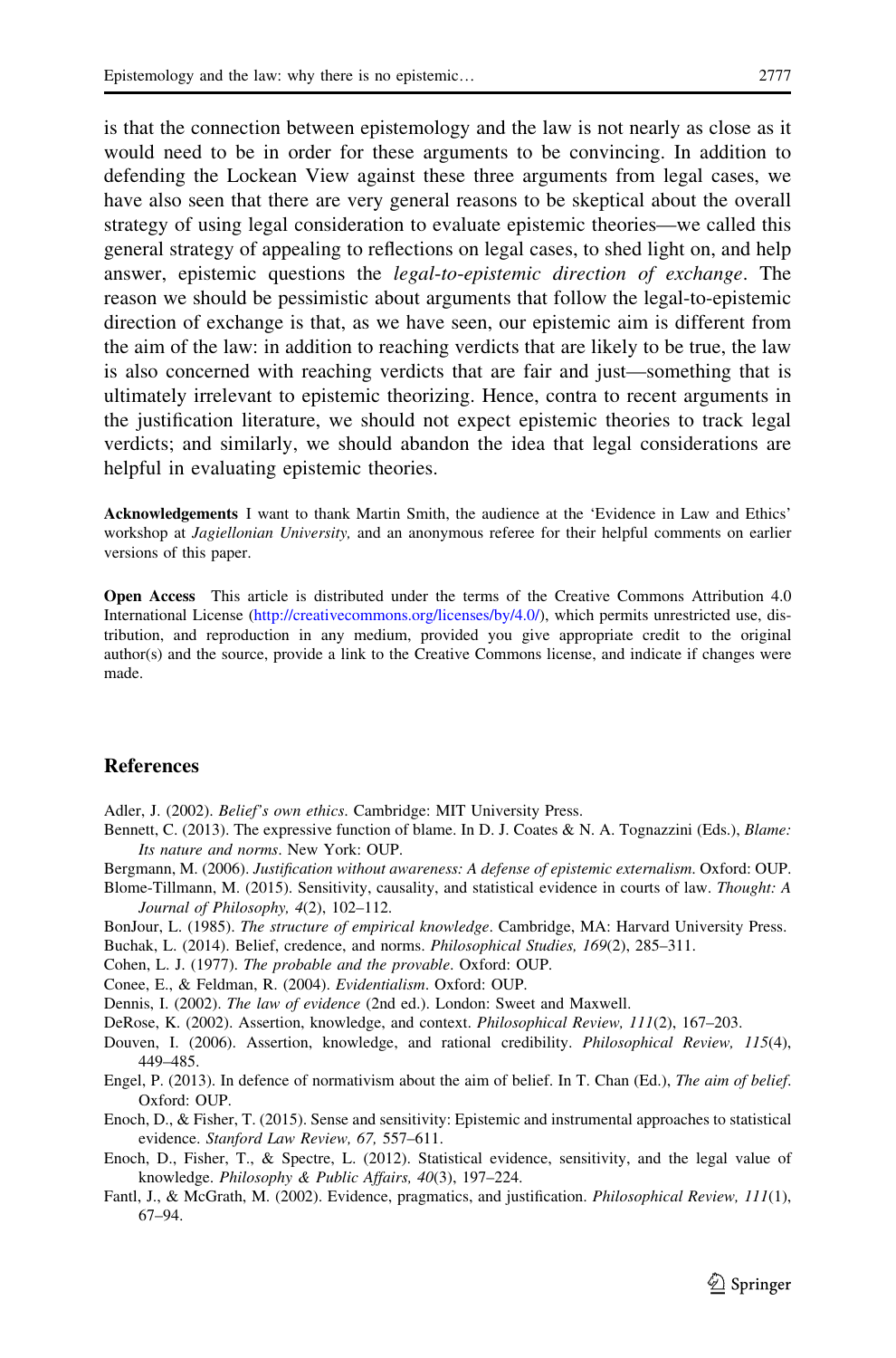is that the connection between epistemology and the law is not nearly as close as it would need to be in order for these arguments to be convincing. In addition to defending the Lockean View against these three arguments from legal cases, we have also seen that there are very general reasons to be skeptical about the overall strategy of using legal consideration to evaluate epistemic theories—we called this general strategy of appealing to reflections on legal cases, to shed light on, and help answer, epistemic questions the *legal-to-epistemic direction of exchange*. The reason we should be pessimistic about arguments that follow the legal-to-epistemic direction of exchange is that, as we have seen, our epistemic aim is different from the aim of the law: in addition to reaching verdicts that are likely to be true, the law is also concerned with reaching verdicts that are fair and just—something that is ultimately irrelevant to epistemic theorizing. Hence, contra to recent arguments in the justification literature, we should not expect epistemic theories to track legal verdicts; and similarly, we should abandon the idea that legal considerations are helpful in evaluating epistemic theories.

**Acknowledgements** I want to thank Martin Smith, the audience at the 'Evidence in Law and Ethics' workshop at *Jagiellonian University,* and an anonymous referee for their helpful comments on earlier versions of this paper.

**Open Access** This article is distributed under the terms of the Creative Commons Attribution 4.0 International License (http://creativecommons.org/licenses/by/4.0/), which permits unrestricted use, distribution, and reproduction in any medium, provided you give appropriate credit to the original author(s) and the source, provide a link to the Creative Commons license, and indicate if changes were made.

## References

Adler, J. (2002). *Belief's own ethics*. Cambridge: MIT University Press.

Bennett, C. (2013). The expressive function of blame. In D. J. Coates & N. A. Tognazzini (Eds.), *Blame: Its nature and norms*. New York: OUP.

Bergmann, M. (2006). *Justification without awareness: A defense of epistemic externalism*. Oxford: OUP.

Blome-Tillmann, M. (2015). Sensitivity, causality, and statistical evidence in courts of law. *Thought: A Journal of Philosophy, 4*(2), 102–112.

BonJour, L. (1985). *The structure of empirical knowledge*. Cambridge, MA: Harvard University Press.

Buchak, L. (2014). Belief, credence, and norms. *Philosophical Studies, 169*(2), 285–311.

Cohen, L. J. (1977). *The probable and the provable*. Oxford: OUP.

Conee, E., & Feldman, R. (2004). *Evidentialism*. Oxford: OUP.

Dennis, I. (2002). *The law of evidence* (2nd ed.). London: Sweet and Maxwell.

DeRose, K. (2002). Assertion, knowledge, and context. *Philosophical Review, 111*(2), 167–203.

Douven, I. (2006). Assertion, knowledge, and rational credibility. *Philosophical Review, 115*(4), 449–485.

Engel, P. (2013). In defence of normativism about the aim of belief. In T. Chan (Ed.), *The aim of belief*. Oxford: OUP.

Enoch, D., & Fisher, T. (2015). Sense and sensitivity: Epistemic and instrumental approaches to statistical evidence. *Stanford Law Review, 67,* 557–611.

Enoch, D., Fisher, T., & Spectre, L. (2012). Statistical evidence, sensitivity, and the legal value of knowledge. *Philosophy & Public Affairs, 40*(3), 197–224.

Fantl, J., & McGrath, M. (2002). Evidence, pragmatics, and justification. *Philosophical Review, 111*(1), 67–94.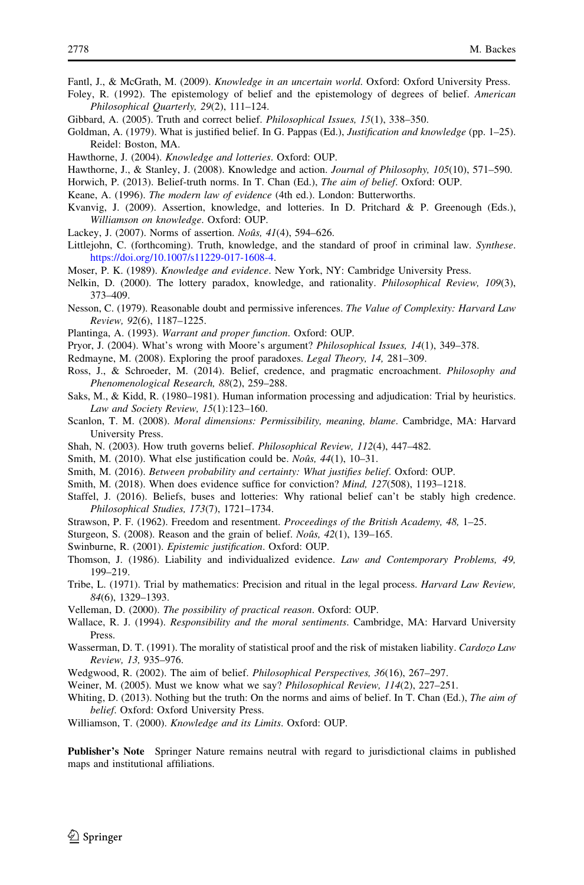Fantl, J., & McGrath, M. (2009). *Knowledge in an uncertain world*. Oxford: Oxford University Press.

Foley, R. (1992). The epistemology of belief and the epistemology of degrees of belief. *American Philosophical Quarterly, 29*(2), 111–124.

Gibbard, A. (2005). Truth and correct belief. *Philosophical Issues, 15*(1), 338–350.

Goldman, A. (1979). What is justified belief. In G. Pappas (Ed.), *Justification and knowledge* (pp. 1–25). Reidel: Boston, MA.

Hawthorne, J. (2004). *Knowledge and lotteries*. Oxford: OUP.

Hawthorne, J., & Stanley, J. (2008). Knowledge and action. *Journal of Philosophy, 105*(10), 571–590.

Horwich, P. (2013). Belief-truth norms. In T. Chan (Ed.), *The aim of belief*. Oxford: OUP.

Keane, A. (1996). *The modern law of evidence* (4th ed.). London: Butterworths.

Kvanvig, J. (2009). Assertion, knowledge, and lotteries. In D. Pritchard & P. Greenough (Eds.), *Williamson on knowledge*. Oxford: OUP.

Lackey, J. (2007). Norms of assertion. *Noûs, 41*(4), 594–626.

Littlejohn, C. (forthcoming). Truth, knowledge, and the standard of proof in criminal law. *Synthese*. https://doi.org/10.1007/s11229-017-1608-4.

Moser, P. K. (1989). *Knowledge and evidence*. New York, NY: Cambridge University Press.

Nelkin, D. (2000). The lottery paradox, knowledge, and rationality. *Philosophical Review, 109*(3), 373–409.

Nesson, C. (1979). Reasonable doubt and permissive inferences. *The Value of Complexity: Harvard Law Review, 92*(6), 1187–1225.

Plantinga, A. (1993). *Warrant and proper function*. Oxford: OUP.

Pryor, J. (2004). What's wrong with Moore's argument? *Philosophical Issues, 14*(1), 349–378.

Redmayne, M. (2008). Exploring the proof paradoxes. *Legal Theory, 14,* 281–309.

Ross, J., & Schroeder, M. (2014). Belief, credence, and pragmatic encroachment. *Philosophy and Phenomenological Research, 88*(2), 259–288.

Saks, M., & Kidd, R. (1980–1981). Human information processing and adjudication: Trial by heuristics. *Law and Society Review, 15*(1):123–160.

Scanlon, T. M. (2008). *Moral dimensions: Permissibility, meaning, blame*. Cambridge, MA: Harvard University Press.

Shah, N. (2003). How truth governs belief. *Philosophical Review, 112*(4), 447–482.

Smith, M. (2010). What else justification could be. *Noûs, 44*(1), 10–31.

Smith, M. (2016). *Between probability and certainty: What justifies belief*. Oxford: OUP.

Smith, M. (2018). When does evidence suffice for conviction? *Mind, 127*(508), 1193–1218.

Staffel, J. (2016). Beliefs, buses and lotteries: Why rational belief can't be stably high credence. *Philosophical Studies, 173*(7), 1721–1734.

Strawson, P. F. (1962). Freedom and resentment. *Proceedings of the British Academy, 48,* 1–25.

Sturgeon, S. (2008). Reason and the grain of belief. *Noûs, 42*(1), 139–165.

Swinburne, R. (2001). *Epistemic justification*. Oxford: OUP.

Thomson, J. (1986). Liability and individualized evidence. *Law and Contemporary Problems, 49,* 199–219.

Tribe, L. (1971). Trial by mathematics: Precision and ritual in the legal process. *Harvard Law Review, 84*(6), 1329–1393.

Velleman, D. (2000). *The possibility of practical reason*. Oxford: OUP.

Wallace, R. J. (1994). *Responsibility and the moral sentiments*. Cambridge, MA: Harvard University Press.

Wasserman, D. T. (1991). The morality of statistical proof and the risk of mistaken liability. *Cardozo Law Review, 13,* 935–976.

Wedgwood, R. (2002). The aim of belief. *Philosophical Perspectives, 36*(16), 267–297.

Weiner, M. (2005). Must we know what we say? *Philosophical Review, 114*(2), 227–251.

Whiting, D. (2013). Nothing but the truth: On the norms and aims of belief. In T. Chan (Ed.), *The aim of belief*. Oxford: Oxford University Press.

Williamson, T. (2000). *Knowledge and its Limits*. Oxford: OUP.

**Publisher's Note** Springer Nature remains neutral with regard to jurisdictional claims in published maps and institutional affiliations.